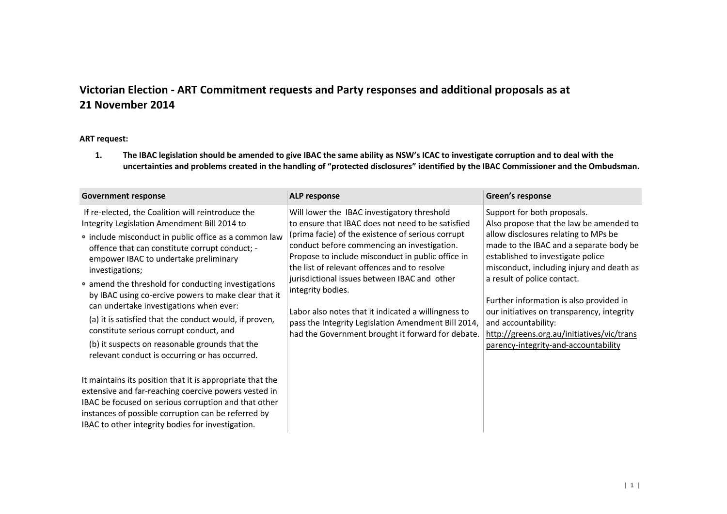# Victorian Election - ART Commitment requests and Party responses and additional proposals as at 21 November 2014

**ART request:**

1. **The IBAC legislation should be amended to give IBAC the same ability as NSW's ICAC to investigate corruption and to deal with the uncertainties and problems created in the handling of "protected disclosures" identified by the IBAC Commissioner and the Ombudsman.**

| Government response | ALP response | Green's response |
|---|---|---|
| If re-elected, the Coalition will reintroduce the Integrity Legislation Amendment Bill 2014 to<br>• include misconduct in public office as a common law offence that can constitute corrupt conduct; - empower IBAC to undertake preliminary investigations;<br>• amend the threshold for conducting investigations by IBAC using co-ercive powers to make clear that it can undertake investigations when ever:<br>(a) it is satisfied that the conduct would, if proven, constitute serious corrupt conduct, and<br>(b) it suspects on reasonable grounds that the relevant conduct is occurring or has occurred.<br><br>It maintains its position that it is appropriate that the extensive and far-reaching coercive powers vested in IBAC be focused on serious corruption and that other instances of possible corruption can be referred by IBAC to other integrity bodies for investigation. | Will lower the IBAC investigatory threshold to ensure that IBAC does not need to be satisfied (prima facie) of the existence of serious corrupt conduct before commencing an investigation. Propose to include misconduct in public office in the list of relevant offences and to resolve jurisdictional issues between IBAC and other integrity bodies.<br><br>Labor also notes that it indicated a willingness to pass the Integrity Legislation Amendment Bill 2014, had the Government brought it forward for debate. | Support for both proposals.<br>Also propose that the law be amended to allow disclosures relating to MPs be made to the IBAC and a separate body be established to investigate police misconduct, including injury and death as a result of police contact.<br><br>Further information is also provided in our initiatives on transparency, integrity and accountability:<br>http://greens.org.au/initiatives/vic/transparency-integrity-and-accountability |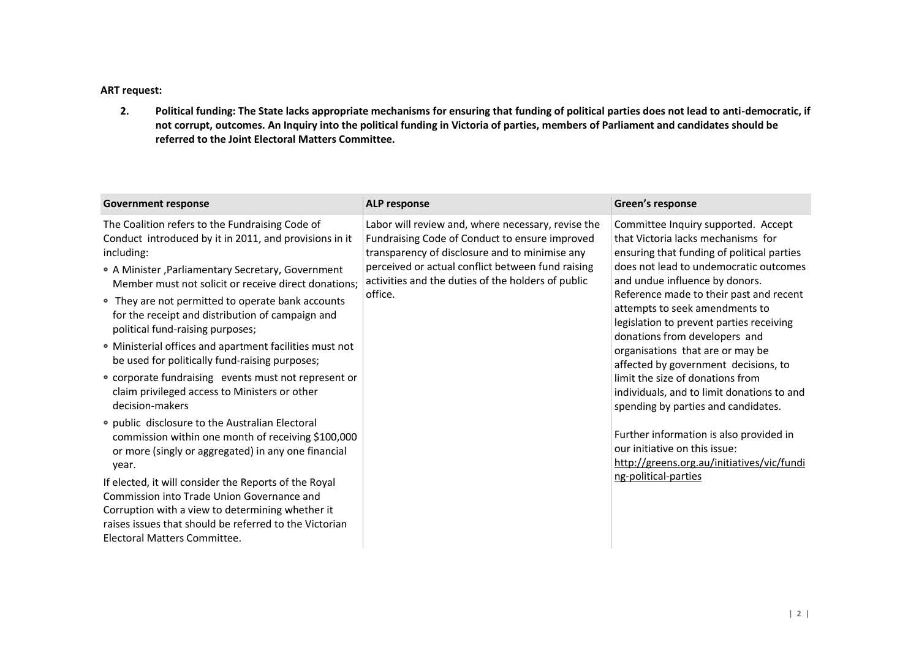**ART request:**

2. **Political funding: The State lacks appropriate mechanisms for ensuring that funding of political parties does not lead to anti-democratic, if not corrupt, outcomes. An Inquiry into the political funding in Victoria of parties, members of Parliament and candidates should be referred to the Joint Electoral Matters Committee.**

| Government response | ALP response | Green's response |
|---|---|---|
| The Coalition refers to the Fundraising Code of Conduct introduced by it in 2011, and provisions in it including:<br>• A Minister ,Parliamentary Secretary, Government Member must not solicit or receive direct donations;<br>• They are not permitted to operate bank accounts for the receipt and distribution of campaign and political fund-raising purposes;<br>• Ministerial offices and apartment facilities must not be used for politically fund-raising purposes;<br>• corporate fundraising events must not represent or claim privileged access to Ministers or other decision-makers<br>• public disclosure to the Australian Electoral commission within one month of receiving $100,000 or more (singly or aggregated) in any one financial year.<br>If elected, it will consider the Reports of the Royal Commission into Trade Union Governance and Corruption with a view to determining whether it raises issues that should be referred to the Victorian Electoral Matters Committee. | Labor will review and, where necessary, revise the Fundraising Code of Conduct to ensure improved transparency of disclosure and to minimise any perceived or actual conflict between fund raising activities and the duties of the holders of public office. | Committee Inquiry supported. Accept that Victoria lacks mechanisms for ensuring that funding of political parties does not lead to undemocratic outcomes and undue influence by donors. Reference made to their past and recent attempts to seek amendments to legislation to prevent parties receiving donations from developers and organisations that are or may be affected by government decisions, to limit the size of donations from individuals, and to limit donations to and spending by parties and candidates.<br><br>Further information is also provided in our initiative on this issue: http://greens.org.au/initiatives/vic/funding-political-parties |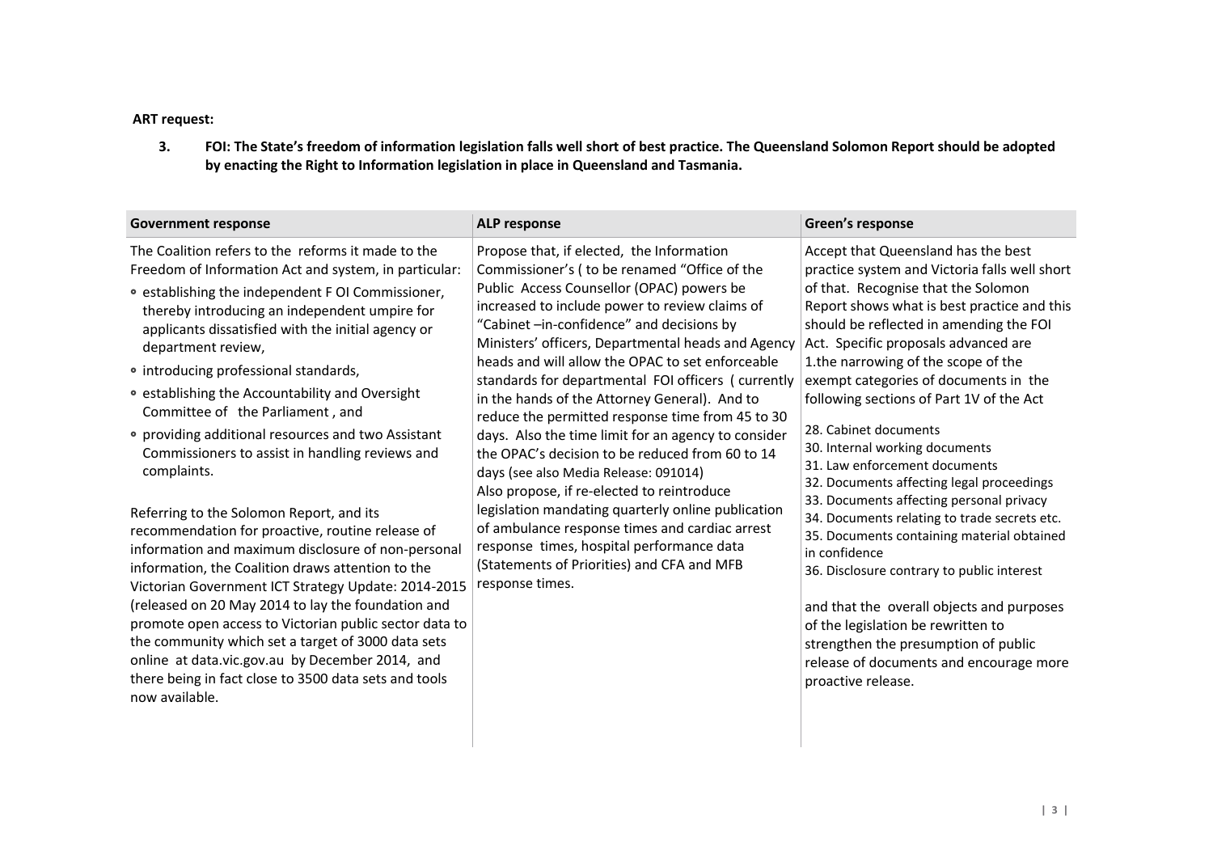**ART request:**

**3. FOI: The State's freedom of information legislation falls well short of best practice. The Queensland Solomon Report should be adopted by enacting the Right to Information legislation in place in Queensland and Tasmania.**

| Government response | ALP response | Green's response |
| --- | --- | --- |
| The Coalition refers to the reforms it made to the Freedom of Information Act and system, in particular:<br>• establishing the independent F OI Commissioner, thereby introducing an independent umpire for applicants dissatisfied with the initial agency or department review,<br>• introducing professional standards,<br>• establishing the Accountability and Oversight Committee of the Parliament , and<br>• providing additional resources and two Assistant Commissioners to assist in handling reviews and complaints.<br><br>Referring to the Solomon Report, and its recommendation for proactive, routine release of information and maximum disclosure of non-personal information, the Coalition draws attention to the Victorian Government ICT Strategy Update: 2014-2015 (released on 20 May 2014 to lay the foundation and promote open access to Victorian public sector data to the community which set a target of 3000 data sets online at data.vic.gov.au by December 2014, and there being in fact close to 3500 data sets and tools now available. | Propose that, if elected, the Information Commissioner's ( to be renamed "Office of the Public Access Counsellor (OPAC) powers be increased to include power to review claims of "Cabinet –in-confidence" and decisions by Ministers' officers, Departmental heads and Agency heads and will allow the OPAC to set enforceable standards for departmental FOI officers ( currently in the hands of the Attorney General). And to reduce the permitted response time from 45 to 30 days. Also the time limit for an agency to consider the OPAC's decision to be reduced from 60 to 14 days (see also Media Release: 091014)<br>Also propose, if re-elected to reintroduce legislation mandating quarterly online publication of ambulance response times and cardiac arrest response times, hospital performance data (Statements of Priorities) and CFA and MFB response times. | Accept that Queensland has the best practice system and Victoria falls well short of that. Recognise that the Solomon Report shows what is best practice and this should be reflected in amending the FOI Act. Specific proposals advanced are<br>1.the narrowing of the scope of the exempt categories of documents in the following sections of Part 1V of the Act<br><br>28. Cabinet documents<br>30. Internal working documents<br>31. Law enforcement documents<br>32. Documents affecting legal proceedings<br>33. Documents affecting personal privacy<br>34. Documents relating to trade secrets etc.<br>35. Documents containing material obtained in confidence<br>36. Disclosure contrary to public interest<br><br>and that the overall objects and purposes of the legislation be rewritten to strengthen the presumption of public release of documents and encourage more proactive release. |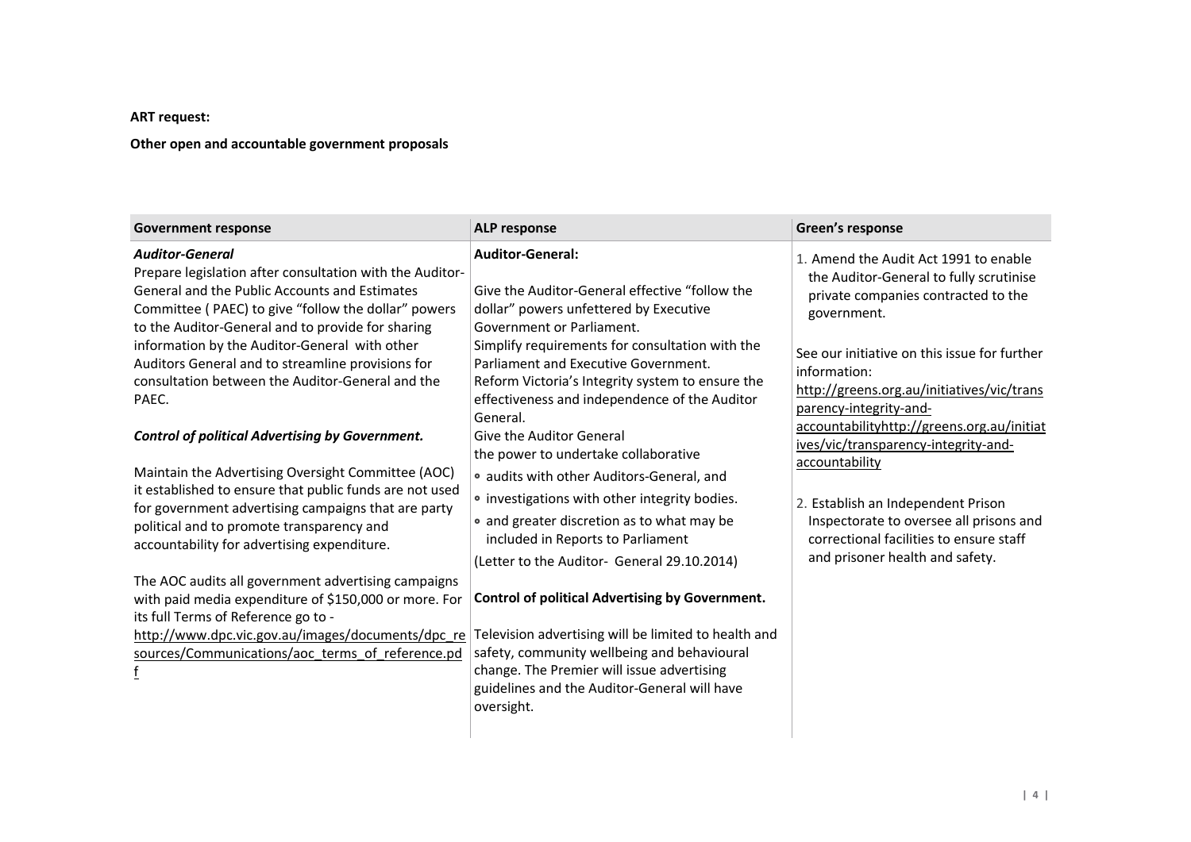**ART request:**

**Other open and accountable government proposals**

| Government response | ALP response | Green's response |
|---|---|---|
| ***Auditor-General***<br>Prepare legislation after consultation with the Auditor-General and the Public Accounts and Estimates Committee ( PAEC) to give "follow the dollar" powers to the Auditor-General and to provide for sharing information by the Auditor-General with other Auditors General and to streamline provisions for consultation between the Auditor-General and the PAEC.<br><br>***Control of political Advertising by Government.***<br><br>Maintain the Advertising Oversight Committee (AOC) it established to ensure that public funds are not used for government advertising campaigns that are party political and to promote transparency and accountability for advertising expenditure.<br><br>The AOC audits all government advertising campaigns with paid media expenditure of $150,000 or more. For its full Terms of Reference go to - http://www.dpc.vic.gov.au/images/documents/dpc_resources/Communications/aoc_terms_of_reference.pdf | **Auditor-General:**<br><br>Give the Auditor-General effective "follow the dollar" powers unfettered by Executive Government or Parliament.<br>Simplify requirements for consultation with the Parliament and Executive Government.<br>Reform Victoria's Integrity system to ensure the effectiveness and independence of the Auditor General.<br>Give the Auditor General the power to undertake collaborative<br>• audits with other Auditors-General, and<br>• investigations with other integrity bodies.<br>• and greater discretion as to what may be included in Reports to Parliament<br>(Letter to the Auditor- General 29.10.2014)<br><br>**Control of political Advertising by Government.**<br><br>Television advertising will be limited to health and safety, community wellbeing and behavioural change. The Premier will issue advertising guidelines and the Auditor-General will have oversight. | 1. Amend the Audit Act 1991 to enable the Auditor-General to fully scrutinise private companies contracted to the government.<br><br>See our initiative on this issue for further information:<br>http://greens.org.au/initiatives/vic/transparency-integrity-and-accountabilityhttp://greens.org.au/initiatives/vic/transparency-integrity-and-accountability<br><br>2. Establish an Independent Prison Inspectorate to oversee all prisons and correctional facilities to ensure staff and prisoner health and safety. |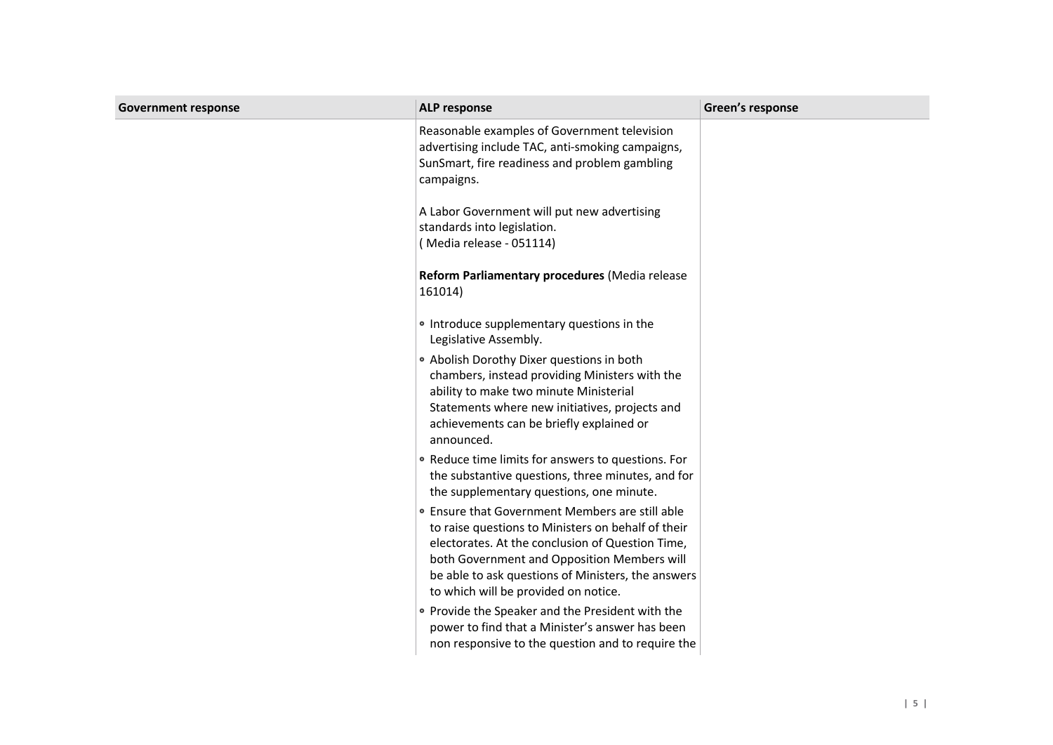| Government response | ALP response | Green's response |
| --- | --- | --- |
| | Reasonable examples of Government television advertising include TAC, anti-smoking campaigns, SunSmart, fire readiness and problem gambling campaigns.<br><br>A Labor Government will put new advertising standards into legislation.<br>( Media release - 051114)<br><br>**Reform Parliamentary procedures** (Media release 161014)<br><br>• Introduce supplementary questions in the Legislative Assembly.<br>• Abolish Dorothy Dixer questions in both chambers, instead providing Ministers with the ability to make two minute Ministerial Statements where new initiatives, projects and achievements can be briefly explained or announced.<br>• Reduce time limits for answers to questions. For the substantive questions, three minutes, and for the supplementary questions, one minute.<br>• Ensure that Government Members are still able to raise questions to Ministers on behalf of their electorates. At the conclusion of Question Time, both Government and Opposition Members will be able to ask questions of Ministers, the answers to which will be provided on notice.<br>• Provide the Speaker and the President with the power to find that a Minister's answer has been non responsive to the question and to require the | |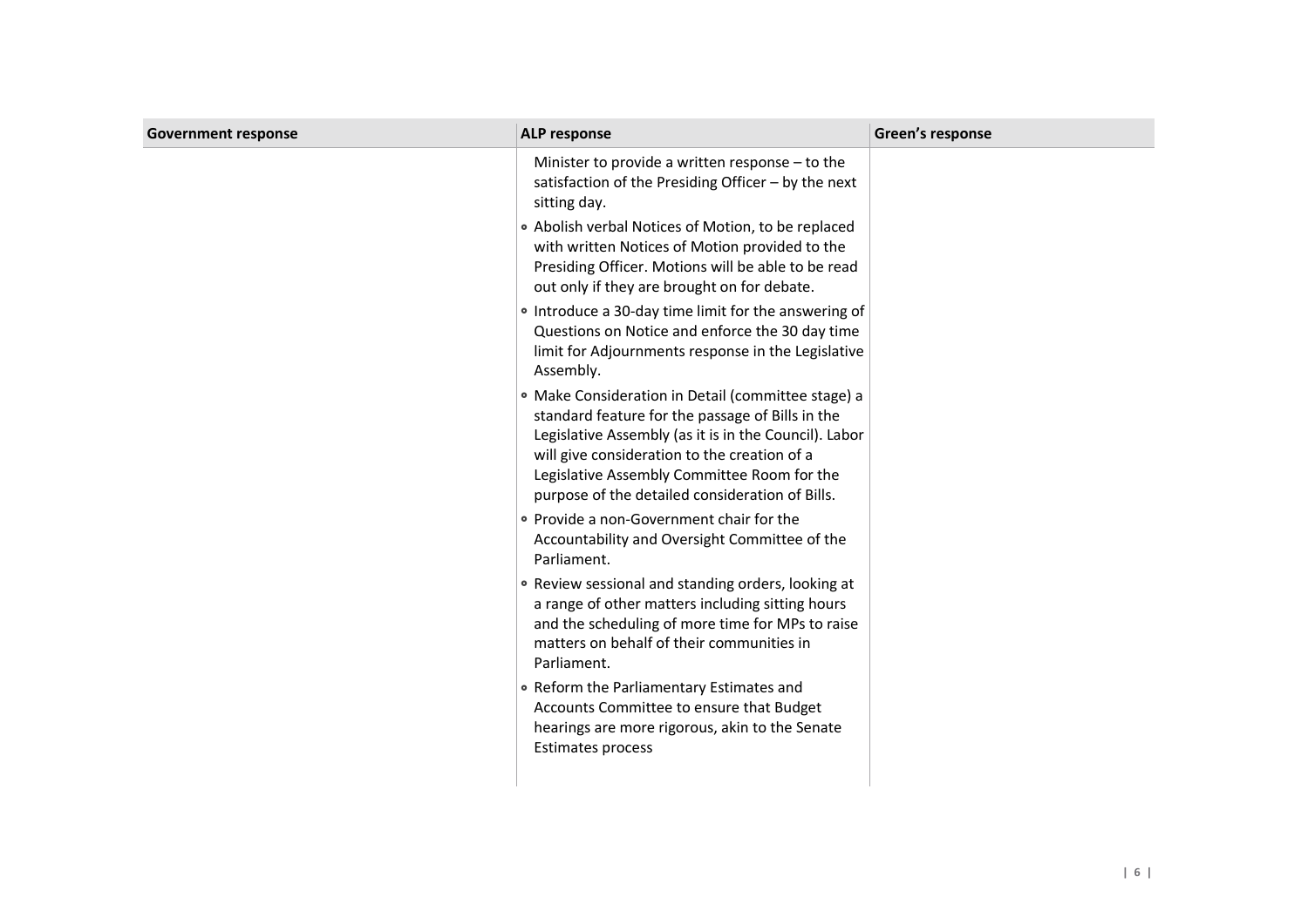| Government response | ALP response | Green's response |
|---|---|---|
| | Minister to provide a written response – to the satisfaction of the Presiding Officer – by the next sitting day.<br>• Abolish verbal Notices of Motion, to be replaced with written Notices of Motion provided to the Presiding Officer. Motions will be able to be read out only if they are brought on for debate.<br>• Introduce a 30-day time limit for the answering of Questions on Notice and enforce the 30 day time limit for Adjournments response in the Legislative Assembly.<br>• Make Consideration in Detail (committee stage) a standard feature for the passage of Bills in the Legislative Assembly (as it is in the Council). Labor will give consideration to the creation of a Legislative Assembly Committee Room for the purpose of the detailed consideration of Bills.<br>• Provide a non-Government chair for the Accountability and Oversight Committee of the Parliament.<br>• Review sessional and standing orders, looking at a range of other matters including sitting hours and the scheduling of more time for MPs to raise matters on behalf of their communities in Parliament.<br>• Reform the Parliamentary Estimates and Accounts Committee to ensure that Budget hearings are more rigorous, akin to the Senate Estimates process | |